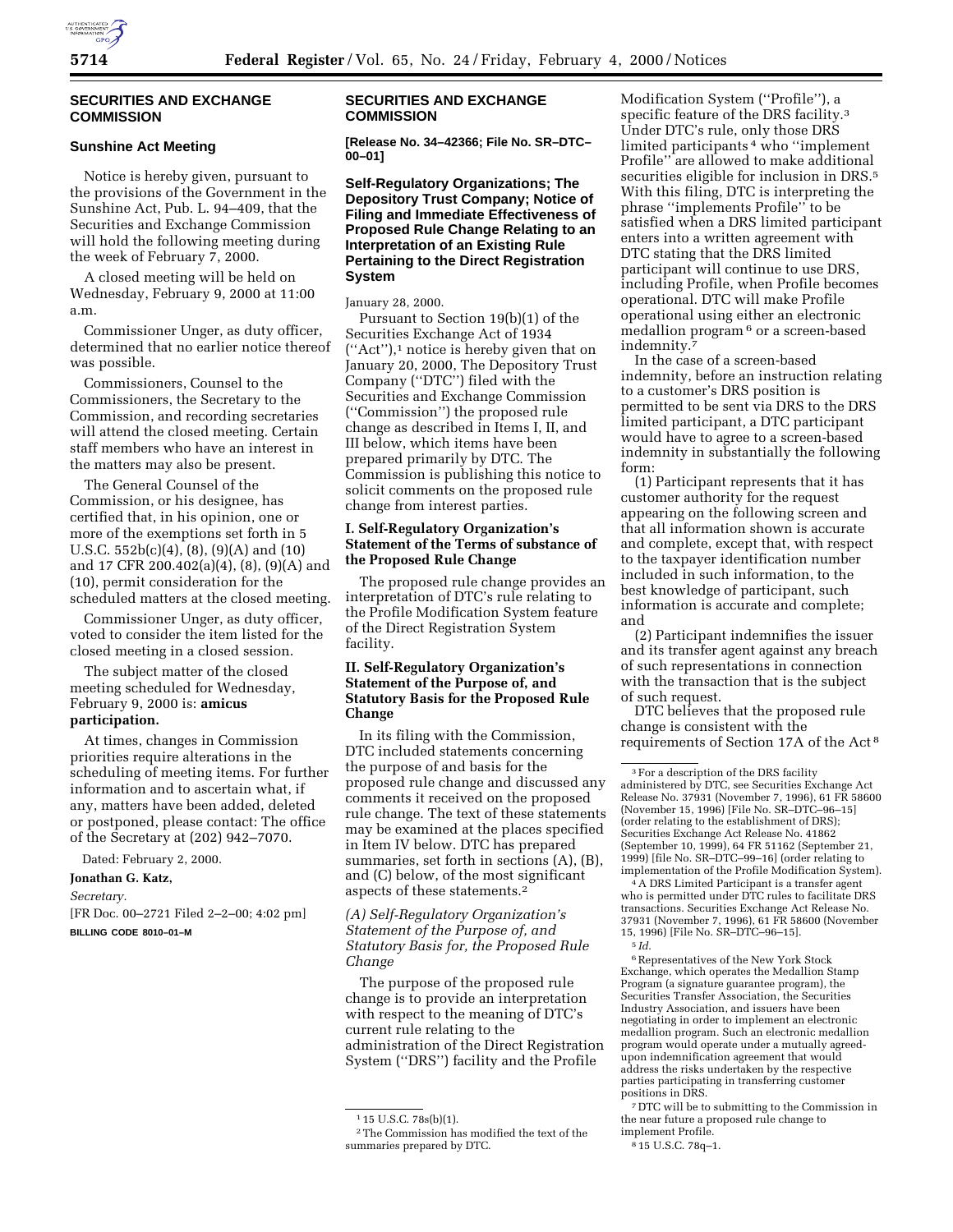## SECURITIES AND EXCHANGE COMMISSION

### Sunshine Act Meeting

Notice is hereby given, pursuant to the provisions of the Government in the Sunshine Act, Pub. L. 94–409, that the Securities and Exchange Commission will hold the following meeting during the week of February 7, 2000.

A closed meeting will be held on Wednesday, February 9, 2000 at 11:00 a.m.

Commissioner Unger, as duty officer, determined that no earlier notice thereof was possible.

Commissioners, Counsel to the Commissioners, the Secretary to the Commission, and recording secretaries will attend the closed meeting. Certain staff members who have an interest in the matters may also be present.

The General Counsel of the Commission, or his designee, has certified that, in his opinion, one or more of the exemptions set forth in 5 U.S.C. 552b(c)(4), (8), (9)(A) and (10) and 17 CFR 200.402(a)(4), (8), (9)(A) and (10), permit consideration for the scheduled matters at the closed meeting.

Commissioner Unger, as duty officer, voted to consider the item listed for the closed meeting in a closed session.

The subject matter of the closed meeting scheduled for Wednesday, February 9, 2000 is: **amicus participation.**

At times, changes in Commission priorities require alterations in the scheduling of meeting items. For further information and to ascertain what, if any, matters have been added, deleted or postponed, please contact: The office of the Secretary at (202) 942–7070.

Dated: February 2, 2000.

**Jonathan G. Katz,**

*Secretary.*

[FR Doc. 00–2721 Filed 2–2–00; 4:02 pm]

**BILLING CODE 8010–01–M**

## SECURITIES AND EXCHANGE COMMISSION

**[Release No. 34–42366; File No. SR–DTC–00–01]**

### Self-Regulatory Organizations; The Depository Trust Company; Notice of Filing and Immediate Effectiveness of Proposed Rule Change Relating to an Interpretation of an Existing Rule Pertaining to the Direct Registration System

January 28, 2000.

Pursuant to Section 19(b)(1) of the Securities Exchange Act of 1934 (''Act''),[1] notice is hereby given that on January 20, 2000, The Depository Trust Company (''DTC'') filed with the Securities and Exchange Commission (''Commission'') the proposed rule change as described in Items I, II, and III below, which items have been prepared primarily by DTC. The Commission is publishing this notice to solicit comments on the proposed rule change from interest parties.

#### I. Self-Regulatory Organization's Statement of the Terms of substance of the Proposed Rule Change

The proposed rule change provides an interpretation of DTC's rule relating to the Profile Modification System feature of the Direct Registration System facility.

#### II. Self-Regulatory Organization's Statement of the Purpose of, and Statutory Basis for the Proposed Rule Change

In its filing with the Commission, DTC included statements concerning the purpose of and basis for the proposed rule change and discussed any comments it received on the proposed rule change. The text of these statements may be examined at the places specified in Item IV below. DTC has prepared summaries, set forth in sections (A), (B), and (C) below, of the most significant aspects of these statements.[2]

*(A) Self-Regulatory Organization's Statement of the Purpose of, and Statutory Basis for, the Proposed Rule Change*

The purpose of the proposed rule change is to provide an interpretation with respect to the meaning of DTC's current rule relating to the administration of the Direct Registration System (''DRS'') facility and the Profile Modification System (''Profile''), a specific feature of the DRS facility.[3] Under DTC's rule, only those DRS limited participants[4] who ''implement Profile'' are allowed to make additional securities eligible for inclusion in DRS.[5] With this filing, DTC is interpreting the phrase ''implements Profile'' to be satisfied when a DRS limited participant enters into a written agreement with DTC stating that the DRS limited participant will continue to use DRS, including Profile, when Profile becomes operational. DTC will make Profile operational using either an electronic medallion program[6] or a screen-based indemnity.[7]

In the case of a screen-based indemnity, before an instruction relating to a customer's DRS position is permitted to be sent via DRS to the DRS limited participant, a DTC participant would have to agree to a screen-based indemnity in substantially the following form:

(1) Participant represents that it has customer authority for the request appearing on the following screen and that all information shown is accurate and complete, except that, with respect to the taxpayer identification number included in such information, to the best knowledge of participant, such information is accurate and complete; and

(2) Participant indemnifies the issuer and its transfer agent against any breach of such representations in connection with the transaction that is the subject of such request.

DTC believes that the proposed rule change is consistent with the requirements of Section 17A of the Act[8]

---

[1] 15 U.S.C. 78s(b)(1).

[2] The Commission has modified the text of the summaries prepared by DTC.

[3] For a description of the DRS facility administered by DTC, see Securities Exchange Act Release No. 37931 (November 7, 1996), 61 FR 58600 (November 15, 1996) [File No. SR–DTC–96–15] (order relating to the establishment of DRS); Securities Exchange Act Release No. 41862 (September 10, 1999), 64 FR 51162 (September 21, 1999) [file No. SR–DTC–99–16] (order relating to implementation of the Profile Modification System).

[4] A DRS Limited Participant is a transfer agent who is permitted under DTC rules to facilitate DRS transactions. Securities Exchange Act Release No. 37931 (November 7, 1996), 61 FR 58600 (November 15, 1996) [File No. SR–DTC–96–15].

[5] *Id.*

[6] Representatives of the New York Stock Exchange, which operates the Medallion Stamp Program (a signature guarantee program), the Securities Transfer Association, the Securities Industry Association, and issuers have been negotiating in order to implement an electronic medallion program. Such an electronic medallion program would operate under a mutually agreed-upon indemnification agreement that would address the risks undertaken by the respective parties participating in transferring customer positions in DRS.

[7] DTC will be to submitting to the Commission in the near future a proposed rule change to implement Profile.

[8] 15 U.S.C. 78q–1.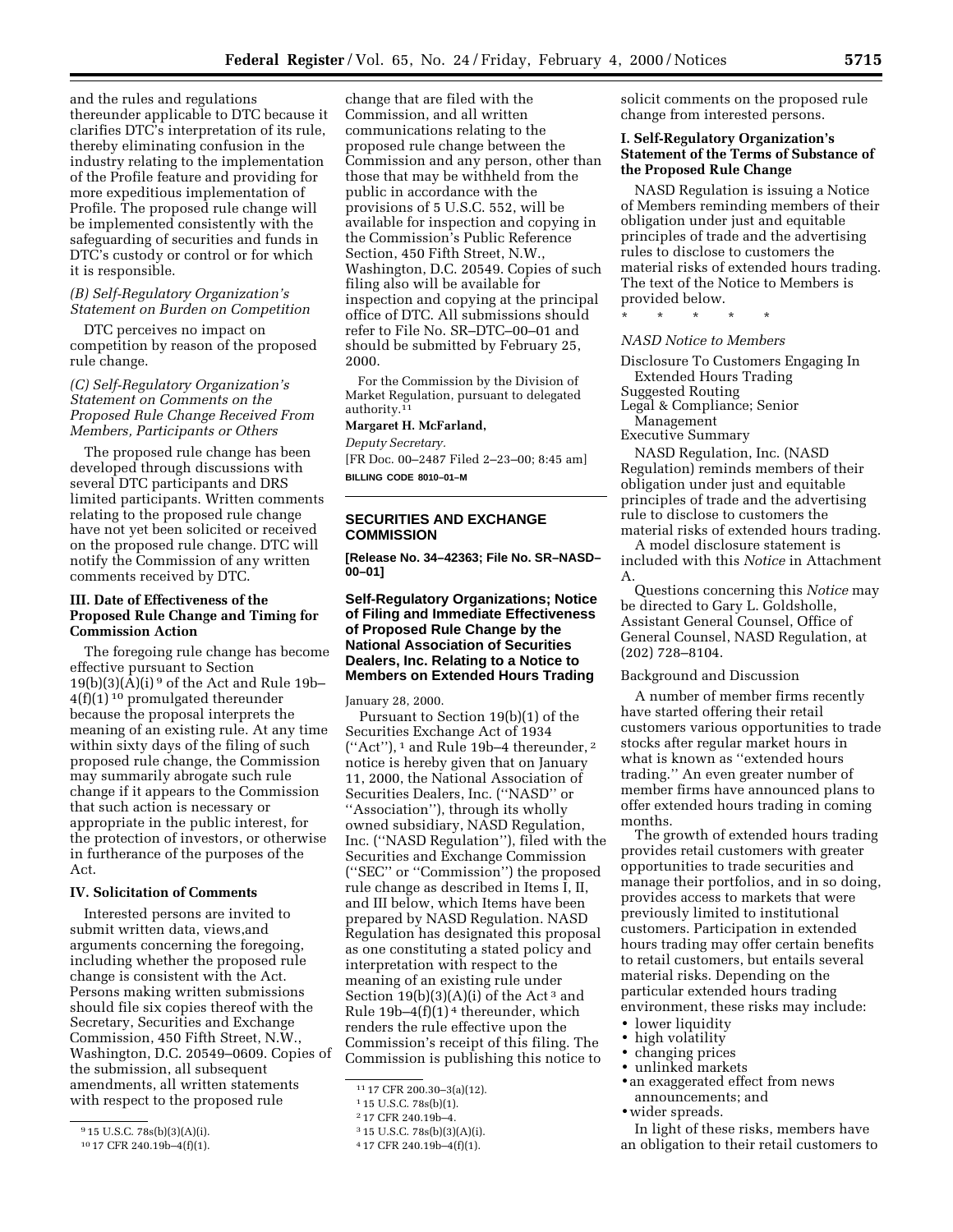and the rules and regulations thereunder applicable to DTC because it clarifies DTC's interpretation of its rule, thereby eliminating confusion in the industry relating to the implementation of the Profile feature and providing for more expeditious implementation of Profile. The proposed rule change will be implemented consistently with the safeguarding of securities and funds in DTC's custody or control or for which it is responsible.

*(B) Self-Regulatory Organization's Statement on Burden on Competition*

DTC perceives no impact on competition by reason of the proposed rule change.

*(C) Self-Regulatory Organization's Statement on Comments on the Proposed Rule Change Received From Members, Participants or Others*

The proposed rule change has been developed through discussions with several DTC participants and DRS limited participants. Written comments relating to the proposed rule change have not yet been solicited or received on the proposed rule change. DTC will notify the Commission of any written comments received by DTC.

**III. Date of Effectiveness of the Proposed Rule Change and Timing for Commission Action**

The foregoing rule change has become effective pursuant to Section 19(b)(3)(A)(i) [9] of the Act and Rule 19b–4(f)(1) [10] promulgated thereunder because the proposal interprets the meaning of an existing rule. At any time within sixty days of the filing of such proposed rule change, the Commission may summarily abrogate such rule change if it appears to the Commission that such action is necessary or appropriate in the public interest, for the protection of investors, or otherwise in furtherance of the purposes of the Act.

**IV. Solicitation of Comments**

Interested persons are invited to submit written data, views,and arguments concerning the foregoing, including whether the proposed rule change is consistent with the Act. Persons making written submissions should file six copies thereof with the Secretary, Securities and Exchange Commission, 450 Fifth Street, N.W., Washington, D.C. 20549–0609. Copies of the submission, all subsequent amendments, all written statements with respect to the proposed rule change that are filed with the Commission, and all written communications relating to the proposed rule change between the Commission and any person, other than those that may be withheld from the public in accordance with the provisions of 5 U.S.C. 552, will be available for inspection and copying in the Commission's Public Reference Section, 450 Fifth Street, N.W., Washington, D.C. 20549. Copies of such filing also will be available for inspection and copying at the principal office of DTC. All submissions should refer to File No. SR–DTC–00–01 and should be submitted by February 25, 2000.

For the Commission by the Division of Market Regulation, pursuant to delegated authority.[11]

**Margaret H. McFarland,**

*Deputy Secretary.*

[FR Doc. 00–2487 Filed 2–23–00; 8:45 am]

**BILLING CODE 8010–01–M**

[9] 15 U.S.C. 78s(b)(3)(A)(i).

[10] 17 CFR 240.19b–4(f)(1).

[11] 17 CFR 200.30–3(a)(12).

## SECURITIES AND EXCHANGE COMMISSION

**[Release No. 34–42363; File No. SR–NASD–00–01]**

### Self-Regulatory Organizations; Notice of Filing and Immediate Effectiveness of Proposed Rule Change by the National Association of Securities Dealers, Inc. Relating to a Notice to Members on Extended Hours Trading

January 28, 2000.

Pursuant to Section 19(b)(1) of the Securities Exchange Act of 1934 (''Act''), [1] and Rule 19b–4 thereunder, [2] notice is hereby given that on January 11, 2000, the National Association of Securities Dealers, Inc. (''NASD'' or ''Association''), through its wholly owned subsidiary, NASD Regulation, Inc. (''NASD Regulation''), filed with the Securities and Exchange Commission (''SEC'' or ''Commission'') the proposed rule change as described in Items I, II, and III below, which Items have been prepared by NASD Regulation. NASD Regulation has designated this proposal as one constituting a stated policy and interpretation with respect to the meaning of an existing rule under Section 19(b)(3)(A)(i) of the Act [3] and Rule 19b–4(f)(1) [4] thereunder, which renders the rule effective upon the Commission's receipt of this filing. The Commission is publishing this notice to solicit comments on the proposed rule change from interested persons.

[1] 15 U.S.C. 78s(b)(1).

[2] 17 CFR 240.19b–4.

[3] 15 U.S.C. 78s(b)(3)(A)(i).

[4] 17 CFR 240.19b–4(f)(1).

**I. Self-Regulatory Organization's Statement of the Terms of Substance of the Proposed Rule Change**

NASD Regulation is issuing a Notice of Members reminding members of their obligation under just and equitable principles of trade and the advertising rules to disclose to customers the material risks of extended hours trading. The text of the Notice to Members is provided below.

\* \* \* \* \*

*NASD Notice to Members*

Disclosure To Customers Engaging In Extended Hours Trading

Suggested Routing

Legal & Compliance; Senior Management

Executive Summary

NASD Regulation, Inc. (NASD Regulation) reminds members of their obligation under just and equitable principles of trade and the advertising rule to disclose to customers the material risks of extended hours trading.

A model disclosure statement is included with this *Notice* in Attachment A.

Questions concerning this *Notice* may be directed to Gary L. Goldsholle, Assistant General Counsel, Office of General Counsel, NASD Regulation, at (202) 728–8104.

Background and Discussion

A number of member firms recently have started offering their retail customers various opportunities to trade stocks after regular market hours in what is known as ''extended hours trading.'' An even greater number of member firms have announced plans to offer extended hours trading in coming months.

The growth of extended hours trading provides retail customers with greater opportunities to trade securities and manage their portfolios, and in so doing, provides access to markets that were previously limited to institutional customers. Participation in extended hours trading may offer certain benefits to retail customers, but entails several material risks. Depending on the particular extended hours trading environment, these risks may include:

- lower liquidity
- high volatility
- changing prices
- unlinked markets
- an exaggerated effect from news announcements; and
- wider spreads.

In light of these risks, members have an obligation to their retail customers to